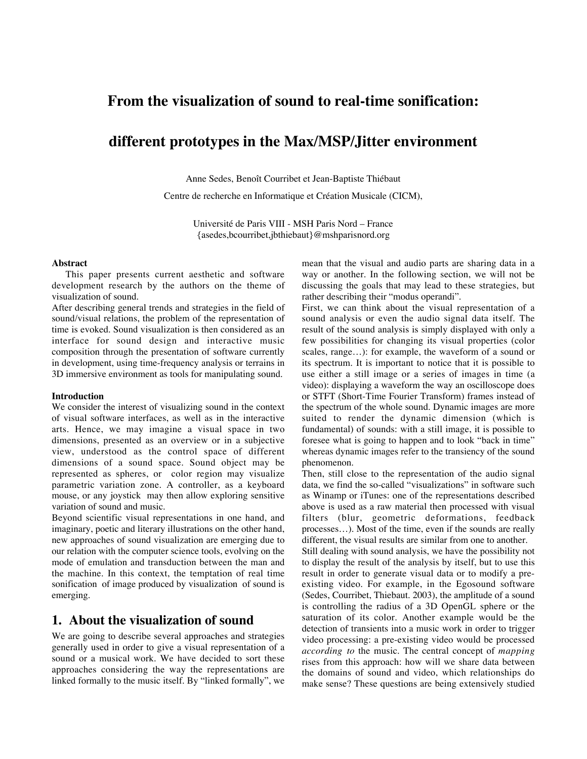# From the visualization of sound to real-time sonification:

# different prototypes in the Max/MSP/Jitter environment

Anne Sedes, Benoît Courribet et Jean-Baptiste Thiébaut

Centre de recherche en Informatique et Création Musicale (CICM),

Université de Paris VIII - MSH Paris Nord – France
{asedes,bcourribet,jbthiebaut}@mshparisnord.org

**Abstract**

This paper presents current aesthetic and software development research by the authors on the theme of visualization of sound.
After describing general trends and strategies in the field of sound/visual relations, the problem of the representation of time is evoked. Sound visualization is then considered as an interface for sound design and interactive music composition through the presentation of software currently in development, using time-frequency analysis or terrains in 3D immersive environment as tools for manipulating sound.

**Introduction**

We consider the interest of visualizing sound in the context of visual software interfaces, as well as in the interactive arts. Hence, we may imagine a visual space in two dimensions, presented as an overview or in a subjective view, understood as the control space of different dimensions of a sound space. Sound object may be represented as spheres, or color region may visualize parametric variation zone. A controller, as a keyboard mouse, or any joystick may then allow exploring sensitive variation of sound and music.
Beyond scientific visual representations in one hand, and imaginary, poetic and literary illustrations on the other hand, new approaches of sound visualization are emerging due to our relation with the computer science tools, evolving on the mode of emulation and transduction between the man and the machine. In this context, the temptation of real time sonification of image produced by visualization of sound is emerging.

## 1. About the visualization of sound

We are going to describe several approaches and strategies generally used in order to give a visual representation of a sound or a musical work. We have decided to sort these approaches considering the way the representations are linked formally to the music itself. By "linked formally", we mean that the visual and audio parts are sharing data in a way or another. In the following section, we will not be discussing the goals that may lead to these strategies, but rather describing their "modus operandi".
First, we can think about the visual representation of a sound analysis or even the audio signal data itself. The result of the sound analysis is simply displayed with only a few possibilities for changing its visual properties (color scales, range…): for example, the waveform of a sound or its spectrum. It is important to notice that it is possible to use either a still image or a series of images in time (a video): displaying a waveform the way an oscilloscope does or STFT (Short-Time Fourier Transform) frames instead of the spectrum of the whole sound. Dynamic images are more suited to render the dynamic dimension (which is fundamental) of sounds: with a still image, it is possible to foresee what is going to happen and to look "back in time" whereas dynamic images refer to the transiency of the sound phenomenon.
Then, still close to the representation of the audio signal data, we find the so-called "visualizations" in software such as Winamp or iTunes: one of the representations described above is used as a raw material then processed with visual filters (blur, geometric deformations, feedback processes…). Most of the time, even if the sounds are really different, the visual results are similar from one to another.
Still dealing with sound analysis, we have the possibility not to display the result of the analysis by itself, but to use this result in order to generate visual data or to modify a pre-existing video. For example, in the Egosound software (Sedes, Courribet, Thiebaut. 2003), the amplitude of a sound is controlling the radius of a 3D OpenGL sphere or the saturation of its color. Another example would be the detection of transients into a music work in order to trigger video processing: a pre-existing video would be processed *according to* the music. The central concept of *mapping* rises from this approach: how will we share data between the domains of sound and video, which relationships do make sense? These questions are being extensively studied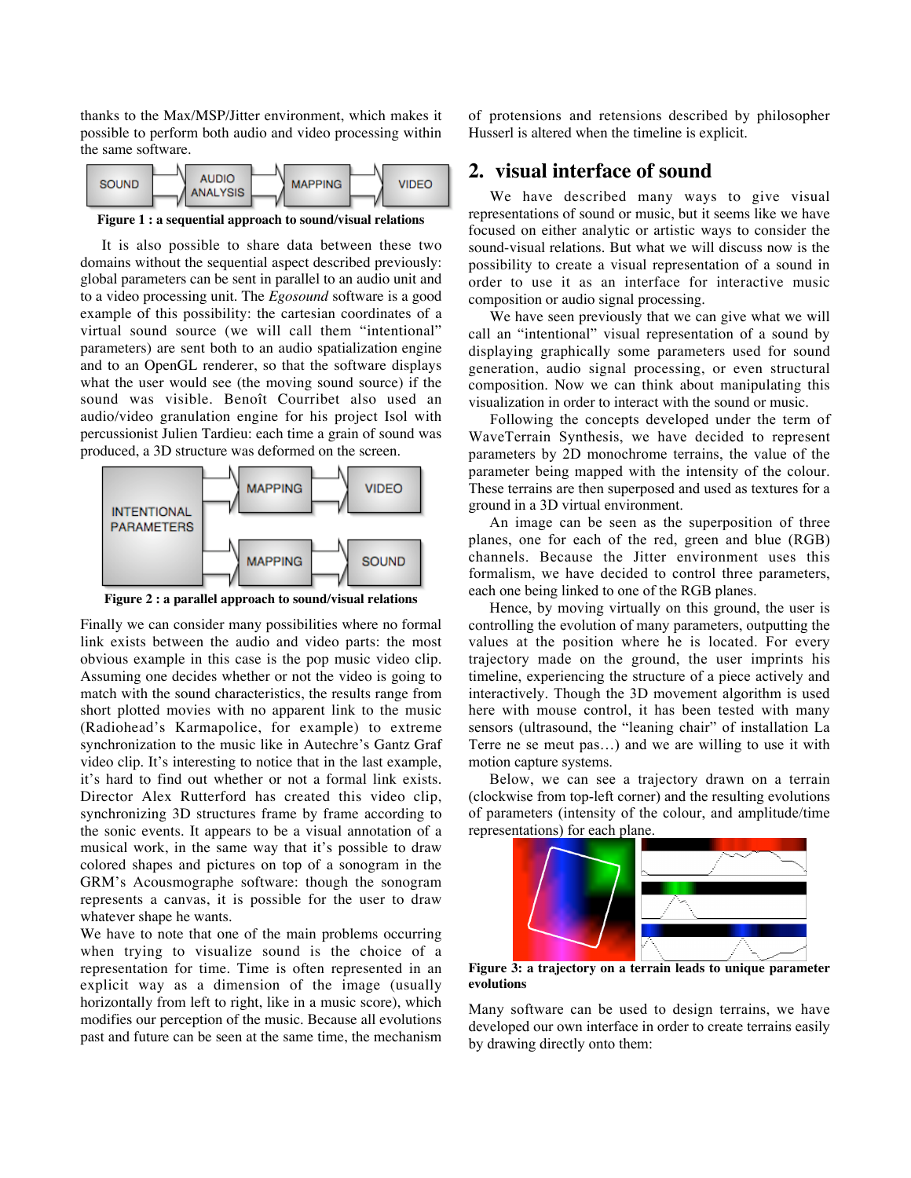thanks to the Max/MSP/Jitter environment, which makes it possible to perform both audio and video processing within the same software.

**Figure 1 : a sequential approach to sound/visual relations**

It is also possible to share data between these two domains without the sequential aspect described previously: global parameters can be sent in parallel to an audio unit and to a video processing unit. The *Egosound* software is a good example of this possibility: the cartesian coordinates of a virtual sound source (we will call them "intentional" parameters) are sent both to an audio spatialization engine and to an OpenGL renderer, so that the software displays what the user would see (the moving sound source) if the sound was visible. Benoît Courribet also used an audio/video granulation engine for his project Isol with percussionist Julien Tardieu: each time a grain of sound was produced, a 3D structure was deformed on the screen.

**Figure 2 : a parallel approach to sound/visual relations**

Finally we can consider many possibilities where no formal link exists between the audio and video parts: the most obvious example in this case is the pop music video clip. Assuming one decides whether or not the video is going to match with the sound characteristics, the results range from short plotted movies with no apparent link to the music (Radiohead's Karmapolice, for example) to extreme synchronization to the music like in Autechre's Gantz Graf video clip. It's interesting to notice that in the last example, it's hard to find out whether or not a formal link exists. Director Alex Rutterford has created this video clip, synchronizing 3D structures frame by frame according to the sonic events. It appears to be a visual annotation of a musical work, in the same way that it's possible to draw colored shapes and pictures on top of a sonogram in the GRM's Acousmographe software: though the sonogram represents a canvas, it is possible for the user to draw whatever shape he wants.

We have to note that one of the main problems occurring when trying to visualize sound is the choice of a representation for time. Time is often represented in an explicit way as a dimension of the image (usually horizontally from left to right, like in a music score), which modifies our perception of the music. Because all evolutions past and future can be seen at the same time, the mechanism of protensions and retensions described by philosopher Husserl is altered when the timeline is explicit.

## 2. visual interface of sound

We have described many ways to give visual representations of sound or music, but it seems like we have focused on either analytic or artistic ways to consider the sound-visual relations. But what we will discuss now is the possibility to create a visual representation of a sound in order to use it as an interface for interactive music composition or audio signal processing.

We have seen previously that we can give what we will call an "intentional" visual representation of a sound by displaying graphically some parameters used for sound generation, audio signal processing, or even structural composition. Now we can think about manipulating this visualization in order to interact with the sound or music.

Following the concepts developed under the term of WaveTerrain Synthesis, we have decided to represent parameters by 2D monochrome terrains, the value of the parameter being mapped with the intensity of the colour. These terrains are then superposed and used as textures for a ground in a 3D virtual environment.

An image can be seen as the superposition of three planes, one for each of the red, green and blue (RGB) channels. Because the Jitter environment uses this formalism, we have decided to control three parameters, each one being linked to one of the RGB planes.

Hence, by moving virtually on this ground, the user is controlling the evolution of many parameters, outputting the values at the position where he is located. For every trajectory made on the ground, the user imprints his timeline, experiencing the structure of a piece actively and interactively. Though the 3D movement algorithm is used here with mouse control, it has been tested with many sensors (ultrasound, the "leaning chair" of installation La Terre ne se meut pas…) and we are willing to use it with motion capture systems.

Below, we can see a trajectory drawn on a terrain (clockwise from top-left corner) and the resulting evolutions of parameters (intensity of the colour, and amplitude/time representations) for each plane.

**Figure 3: a trajectory on a terrain leads to unique parameter evolutions**

Many software can be used to design terrains, we have developed our own interface in order to create terrains easily by drawing directly onto them: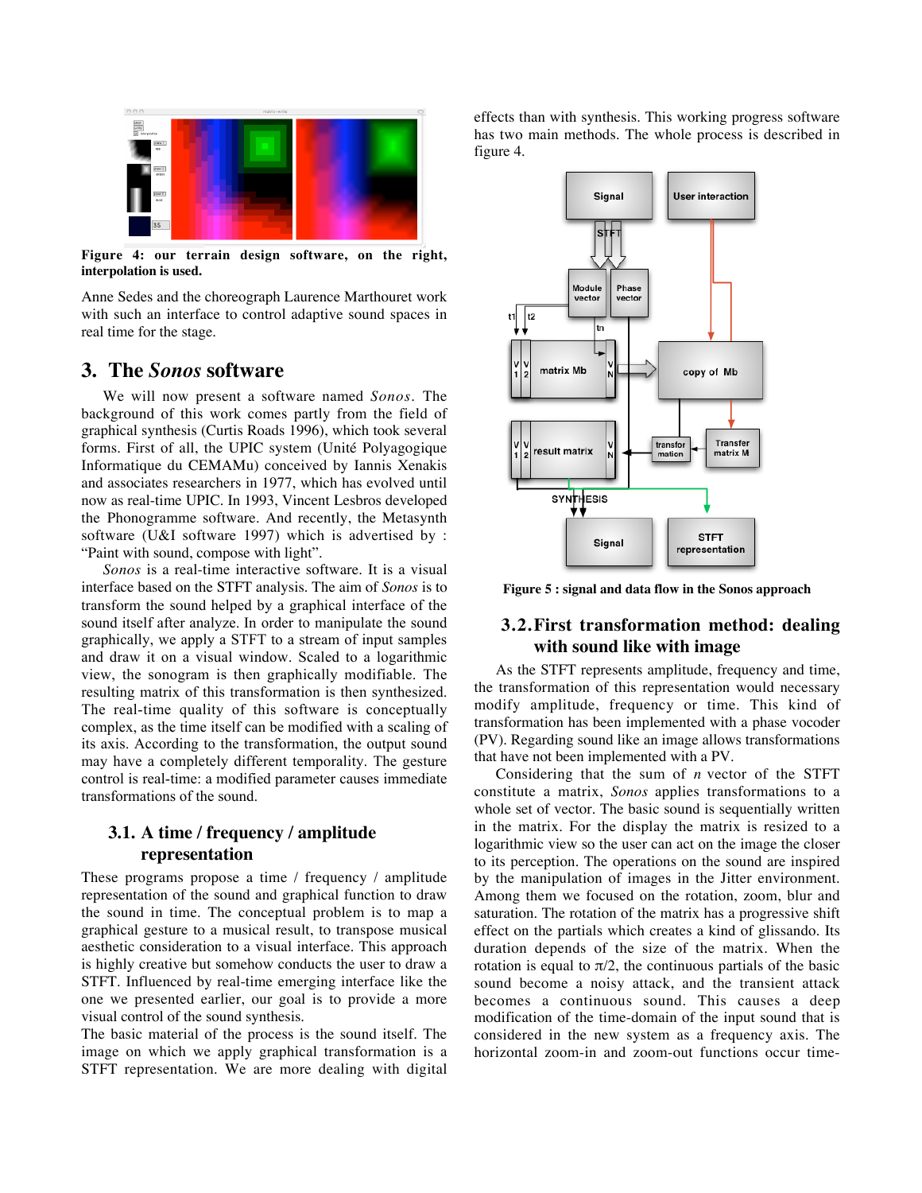**Figure 4: our terrain design software, on the right, interpolation is used.**

Anne Sedes and the choreograph Laurence Marthouret work with such an interface to control adaptive sound spaces in real time for the stage.

## 3. The *Sonos* software

We will now present a software named *Sonos*. The background of this work comes partly from the field of graphical synthesis (Curtis Roads 1996), which took several forms. First of all, the UPIC system (Unité Polyagogique Informatique du CEMAMu) conceived by Iannis Xenakis and associates researchers in 1977, which has evolved until now as real-time UPIC. In 1993, Vincent Lesbros developed the Phonogramme software. And recently, the Metasynth software (U&I software 1997) which is advertised by : "Paint with sound, compose with light".

*Sonos* is a real-time interactive software. It is a visual interface based on the STFT analysis. The aim of *Sonos* is to transform the sound helped by a graphical interface of the sound itself after analyze. In order to manipulate the sound graphically, we apply a STFT to a stream of input samples and draw it on a visual window. Scaled to a logarithmic view, the sonogram is then graphically modifiable. The resulting matrix of this transformation is then synthesized. The real-time quality of this software is conceptually complex, as the time itself can be modified with a scaling of its axis. According to the transformation, the output sound may have a completely different temporality. The gesture control is real-time: a modified parameter causes immediate transformations of the sound.

### 3.1. A time / frequency / amplitude representation

These programs propose a time / frequency / amplitude representation of the sound and graphical function to draw the sound in time. The conceptual problem is to map a graphical gesture to a musical result, to transpose musical aesthetic consideration to a visual interface. This approach is highly creative but somehow conducts the user to draw a STFT. Influenced by real-time emerging interface like the one we presented earlier, our goal is to provide a more visual control of the sound synthesis.

The basic material of the process is the sound itself. The image on which we apply graphical transformation is a STFT representation. We are more dealing with digital effects than with synthesis. This working progress software has two main methods. The whole process is described in figure 4.

**Figure 5 : signal and data flow in the Sonos approach**

### 3.2. First transformation method: dealing with sound like with image

As the STFT represents amplitude, frequency and time, the transformation of this representation would necessary modify amplitude, frequency or time. This kind of transformation has been implemented with a phase vocoder (PV). Regarding sound like an image allows transformations that have not been implemented with a PV.

Considering that the sum of *n* vector of the STFT constitute a matrix, *Sonos* applies transformations to a whole set of vector. The basic sound is sequentially written in the matrix. For the display the matrix is resized to a logarithmic view so the user can act on the image the closer to its perception. The operations on the sound are inspired by the manipulation of images in the Jitter environment. Among them we focused on the rotation, zoom, blur and saturation. The rotation of the matrix has a progressive shift effect on the partials which creates a kind of glissando. Its duration depends of the size of the matrix. When the rotation is equal to $\pi/2$, the continuous partials of the basic sound become a noisy attack, and the transient attack becomes a continuous sound. This causes a deep modification of the time-domain of the input sound that is considered in the new system as a frequency axis. The horizontal zoom-in and zoom-out functions occur time-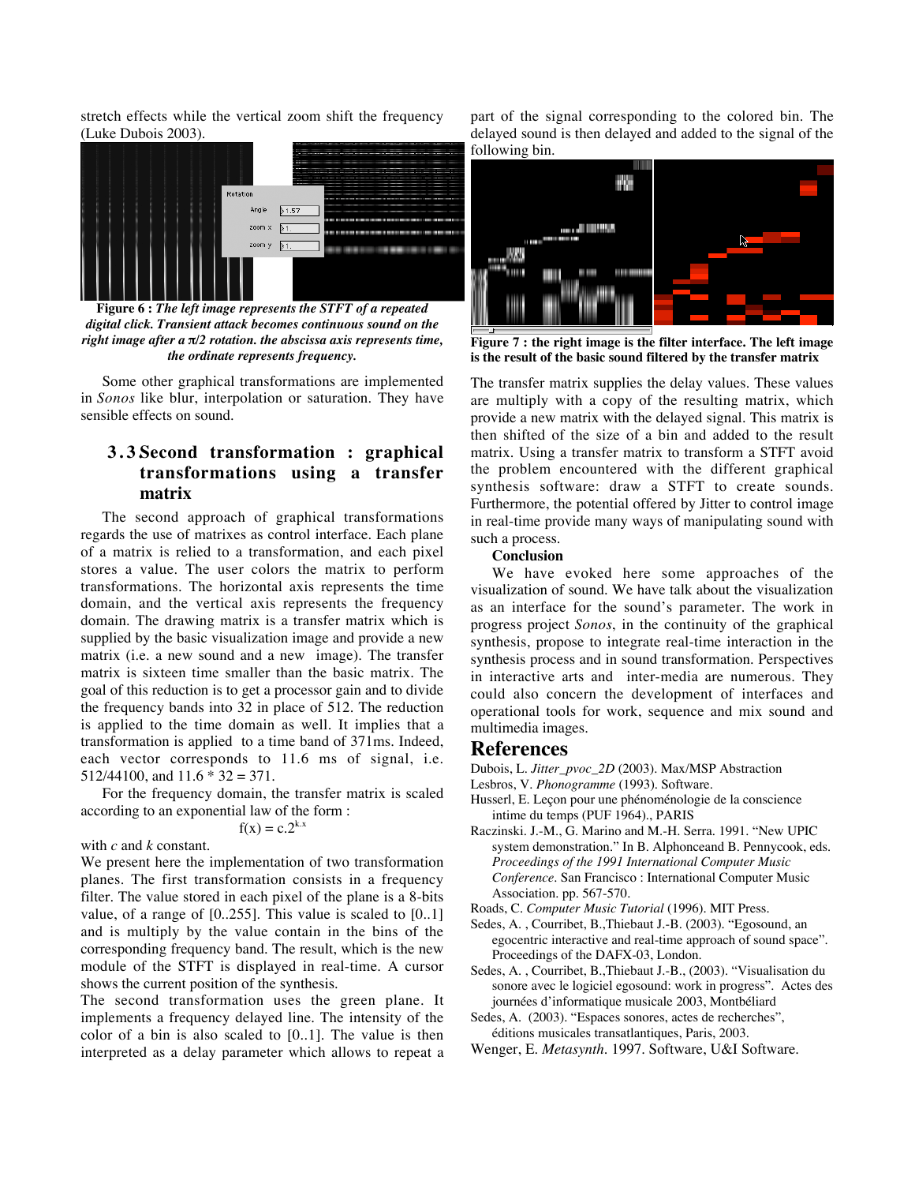stretch effects while the vertical zoom shift the frequency (Luke Dubois 2003).

Rotation

Angle 1.57

zoom x 1.

zoom y 1.

**Figure 6 :** ***The left image represents the STFT of a repeated digital click. Transient attack becomes continuous sound on the right image after a π/2 rotation. the abscissa axis represents time, the ordinate represents frequency.***

Some other graphical transformations are implemented in *Sonos* like blur, interpolation or saturation. They have sensible effects on sound.

## 3.3 Second transformation : graphical transformations using a transfer matrix

The second approach of graphical transformations regards the use of matrixes as control interface. Each plane of a matrix is relied to a transformation, and each pixel stores a value. The user colors the matrix to perform transformations. The horizontal axis represents the time domain, and the vertical axis represents the frequency domain. The drawing matrix is a transfer matrix which is supplied by the basic visualization image and provide a new matrix (i.e. a new sound and a new image). The transfer matrix is sixteen time smaller than the basic matrix. The goal of this reduction is to get a processor gain and to divide the frequency bands into 32 in place of 512. The reduction is applied to the time domain as well. It implies that a transformation is applied to a time band of 371ms. Indeed, each vector corresponds to 11.6 ms of signal, i.e. 512/44100, and 11.6 * 32 = 371.

For the frequency domain, the transfer matrix is scaled according to an exponential law of the form :

$$f(x) = c.2^{k.x}$$

with *c* and *k* constant.

We present here the implementation of two transformation planes. The first transformation consists in a frequency filter. The value stored in each pixel of the plane is a 8-bits value, of a range of [0..255]. This value is scaled to [0..1] and is multiply by the value contain in the bins of the corresponding frequency band. The result, which is the new module of the STFT is displayed in real-time. A cursor shows the current position of the synthesis.

The second transformation uses the green plane. It implements a frequency delayed line. The intensity of the color of a bin is also scaled to [0..1]. The value is then interpreted as a delay parameter which allows to repeat a part of the signal corresponding to the colored bin. The delayed sound is then delayed and added to the signal of the following bin.

**Figure 7 : the right image is the filter interface. The left image is the result of the basic sound filtered by the transfer matrix**

The transfer matrix supplies the delay values. These values are multiply with a copy of the resulting matrix, which provide a new matrix with the delayed signal. This matrix is then shifted of the size of a bin and added to the result matrix. Using a transfer matrix to transform a STFT avoid the problem encountered with the different graphical synthesis software: draw a STFT to create sounds. Furthermore, the potential offered by Jitter to control image in real-time provide many ways of manipulating sound with such a process.

**Conclusion**

We have evoked here some approaches of the visualization of sound. We have talk about the visualization as an interface for the sound's parameter. The work in progress project *Sonos*, in the continuity of the graphical synthesis, propose to integrate real-time interaction in the synthesis process and in sound transformation. Perspectives in interactive arts and inter-media are numerous. They could also concern the development of interfaces and operational tools for work, sequence and mix sound and multimedia images.

# References

Dubois, L. *Jitter_pvoc_2D* (2003). Max/MSP Abstraction

Lesbros, V. *Phonogramme* (1993). Software.

Husserl, E. Leçon pour une phénoménologie de la conscience intime du temps (PUF 1964)., PARIS

Raczinski. J.-M., G. Marino and M.-H. Serra. 1991. "New UPIC system demonstration." In B. Alphonceand B. Pennycook, eds. *Proceedings of the 1991 International Computer Music Conference*. San Francisco : International Computer Music Association. pp. 567-570.

Roads, C. *Computer Music Tutorial* (1996). MIT Press.

Sedes, A. , Courribet, B.,Thiebaut J.-B. (2003). "Egosound, an egocentric interactive and real-time approach of sound space". Proceedings of the DAFX-03, London.

Sedes, A. , Courribet, B.,Thiebaut J.-B., (2003). "Visualisation du sonore avec le logiciel egosound: work in progress". Actes des journées d'informatique musicale 2003, Montbéliard

Sedes, A. (2003). "Espaces sonores, actes de recherches", éditions musicales transatlantiques, Paris, 2003.

Wenger, E. *Metasynth*. 1997. Software, U&I Software.